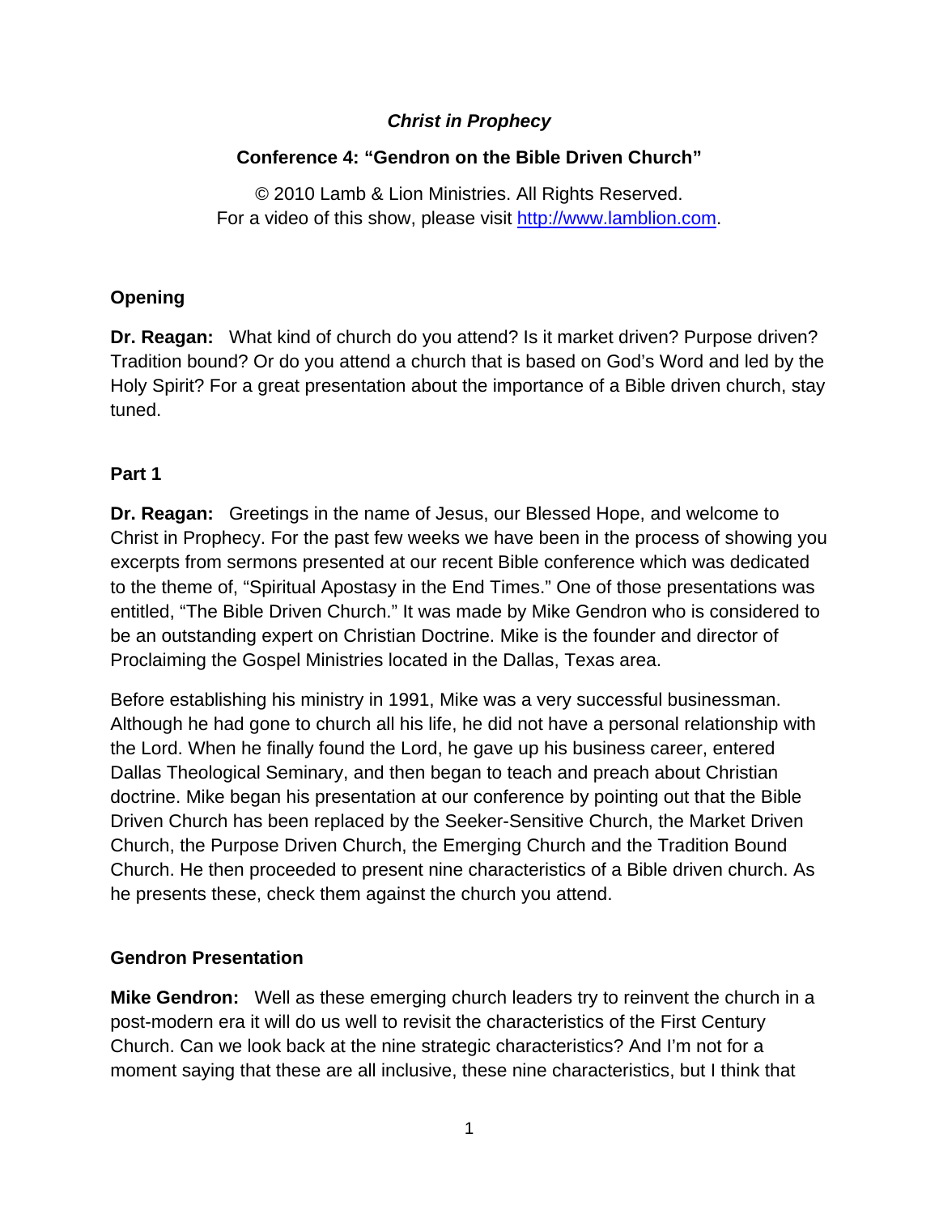# *Christ in Prophecy*

## Conference 4: "Gendron on the Bible Driven Church"

© 2010 Lamb & Lion Ministries. All Rights Reserved.
For a video of this show, please visit http://www.lamblion.com.

### Opening

**Dr. Reagan:** What kind of church do you attend? Is it market driven? Purpose driven? Tradition bound? Or do you attend a church that is based on God's Word and led by the Holy Spirit? For a great presentation about the importance of a Bible driven church, stay tuned.

### Part 1

**Dr. Reagan:** Greetings in the name of Jesus, our Blessed Hope, and welcome to Christ in Prophecy. For the past few weeks we have been in the process of showing you excerpts from sermons presented at our recent Bible conference which was dedicated to the theme of, "Spiritual Apostasy in the End Times." One of those presentations was entitled, "The Bible Driven Church." It was made by Mike Gendron who is considered to be an outstanding expert on Christian Doctrine. Mike is the founder and director of Proclaiming the Gospel Ministries located in the Dallas, Texas area.

Before establishing his ministry in 1991, Mike was a very successful businessman. Although he had gone to church all his life, he did not have a personal relationship with the Lord. When he finally found the Lord, he gave up his business career, entered Dallas Theological Seminary, and then began to teach and preach about Christian doctrine. Mike began his presentation at our conference by pointing out that the Bible Driven Church has been replaced by the Seeker-Sensitive Church, the Market Driven Church, the Purpose Driven Church, the Emerging Church and the Tradition Bound Church. He then proceeded to present nine characteristics of a Bible driven church. As he presents these, check them against the church you attend.

### Gendron Presentation

**Mike Gendron:** Well as these emerging church leaders try to reinvent the church in a post-modern era it will do us well to revisit the characteristics of the First Century Church. Can we look back at the nine strategic characteristics? And I'm not for a moment saying that these are all inclusive, these nine characteristics, but I think that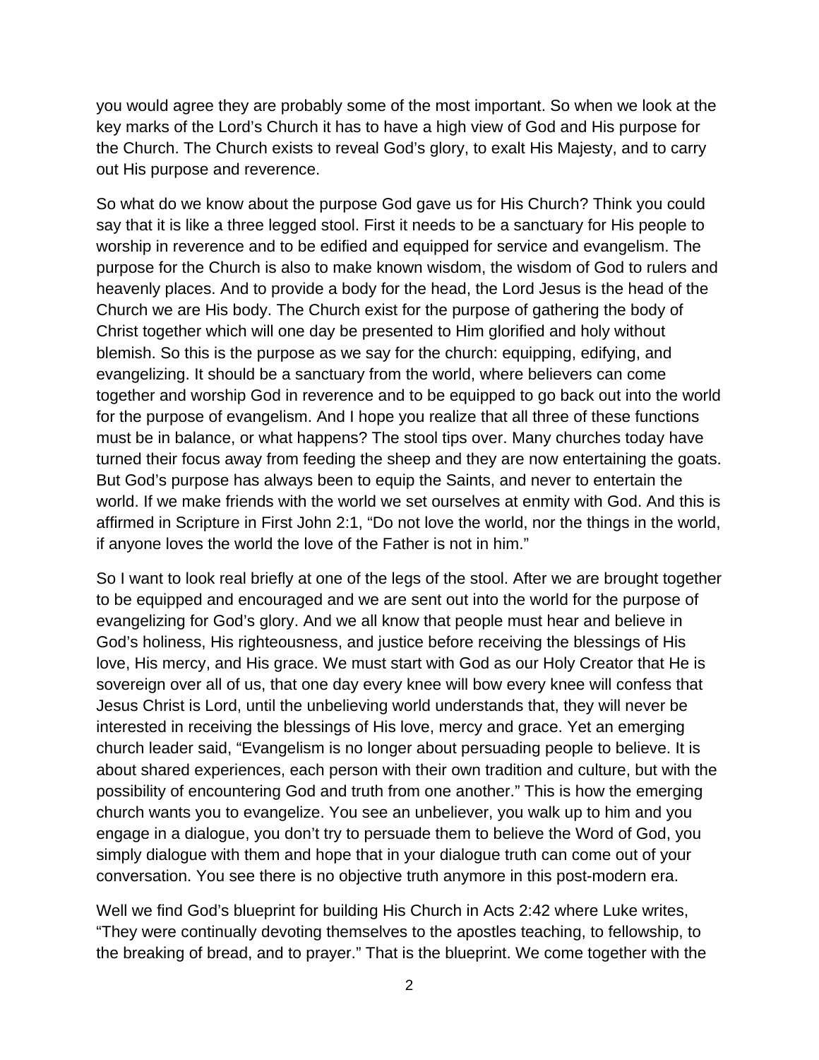you would agree they are probably some of the most important. So when we look at the key marks of the Lord's Church it has to have a high view of God and His purpose for the Church. The Church exists to reveal God's glory, to exalt His Majesty, and to carry out His purpose and reverence.

So what do we know about the purpose God gave us for His Church? Think you could say that it is like a three legged stool. First it needs to be a sanctuary for His people to worship in reverence and to be edified and equipped for service and evangelism. The purpose for the Church is also to make known wisdom, the wisdom of God to rulers and heavenly places. And to provide a body for the head, the Lord Jesus is the head of the Church we are His body. The Church exist for the purpose of gathering the body of Christ together which will one day be presented to Him glorified and holy without blemish. So this is the purpose as we say for the church: equipping, edifying, and evangelizing. It should be a sanctuary from the world, where believers can come together and worship God in reverence and to be equipped to go back out into the world for the purpose of evangelism. And I hope you realize that all three of these functions must be in balance, or what happens? The stool tips over. Many churches today have turned their focus away from feeding the sheep and they are now entertaining the goats. But God's purpose has always been to equip the Saints, and never to entertain the world. If we make friends with the world we set ourselves at enmity with God. And this is affirmed in Scripture in First John 2:1, "Do not love the world, nor the things in the world, if anyone loves the world the love of the Father is not in him."

So I want to look real briefly at one of the legs of the stool. After we are brought together to be equipped and encouraged and we are sent out into the world for the purpose of evangelizing for God's glory. And we all know that people must hear and believe in God's holiness, His righteousness, and justice before receiving the blessings of His love, His mercy, and His grace. We must start with God as our Holy Creator that He is sovereign over all of us, that one day every knee will bow every knee will confess that Jesus Christ is Lord, until the unbelieving world understands that, they will never be interested in receiving the blessings of His love, mercy and grace. Yet an emerging church leader said, "Evangelism is no longer about persuading people to believe. It is about shared experiences, each person with their own tradition and culture, but with the possibility of encountering God and truth from one another." This is how the emerging church wants you to evangelize. You see an unbeliever, you walk up to him and you engage in a dialogue, you don't try to persuade them to believe the Word of God, you simply dialogue with them and hope that in your dialogue truth can come out of your conversation. You see there is no objective truth anymore in this post-modern era.

Well we find God's blueprint for building His Church in Acts 2:42 where Luke writes, "They were continually devoting themselves to the apostles teaching, to fellowship, to the breaking of bread, and to prayer." That is the blueprint. We come together with the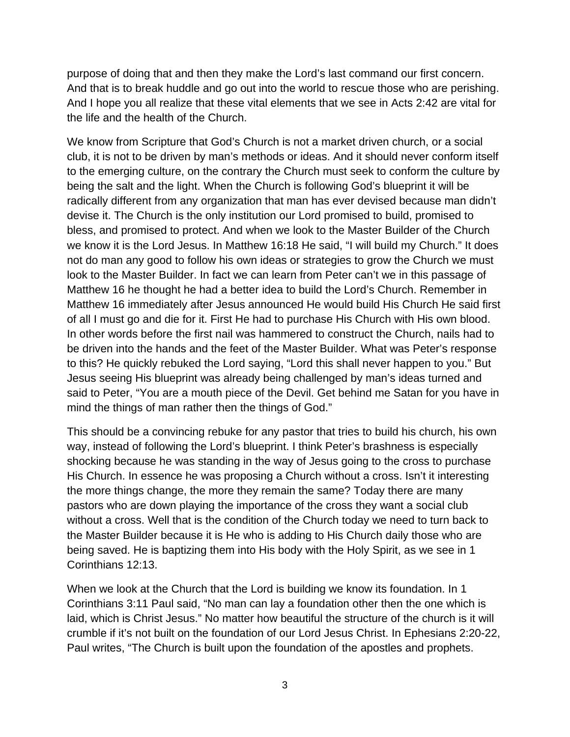purpose of doing that and then they make the Lord's last command our first concern. And that is to break huddle and go out into the world to rescue those who are perishing. And I hope you all realize that these vital elements that we see in Acts 2:42 are vital for the life and the health of the Church.

We know from Scripture that God's Church is not a market driven church, or a social club, it is not to be driven by man's methods or ideas. And it should never conform itself to the emerging culture, on the contrary the Church must seek to conform the culture by being the salt and the light. When the Church is following God's blueprint it will be radically different from any organization that man has ever devised because man didn't devise it. The Church is the only institution our Lord promised to build, promised to bless, and promised to protect. And when we look to the Master Builder of the Church we know it is the Lord Jesus. In Matthew 16:18 He said, "I will build my Church." It does not do man any good to follow his own ideas or strategies to grow the Church we must look to the Master Builder. In fact we can learn from Peter can't we in this passage of Matthew 16 he thought he had a better idea to build the Lord's Church. Remember in Matthew 16 immediately after Jesus announced He would build His Church He said first of all I must go and die for it. First He had to purchase His Church with His own blood. In other words before the first nail was hammered to construct the Church, nails had to be driven into the hands and the feet of the Master Builder. What was Peter's response to this? He quickly rebuked the Lord saying, "Lord this shall never happen to you." But Jesus seeing His blueprint was already being challenged by man's ideas turned and said to Peter, "You are a mouth piece of the Devil. Get behind me Satan for you have in mind the things of man rather then the things of God."

This should be a convincing rebuke for any pastor that tries to build his church, his own way, instead of following the Lord's blueprint. I think Peter's brashness is especially shocking because he was standing in the way of Jesus going to the cross to purchase His Church. In essence he was proposing a Church without a cross. Isn't it interesting the more things change, the more they remain the same? Today there are many pastors who are down playing the importance of the cross they want a social club without a cross. Well that is the condition of the Church today we need to turn back to the Master Builder because it is He who is adding to His Church daily those who are being saved. He is baptizing them into His body with the Holy Spirit, as we see in 1 Corinthians 12:13.

When we look at the Church that the Lord is building we know its foundation. In 1 Corinthians 3:11 Paul said, "No man can lay a foundation other then the one which is laid, which is Christ Jesus." No matter how beautiful the structure of the church is it will crumble if it's not built on the foundation of our Lord Jesus Christ. In Ephesians 2:20-22, Paul writes, "The Church is built upon the foundation of the apostles and prophets.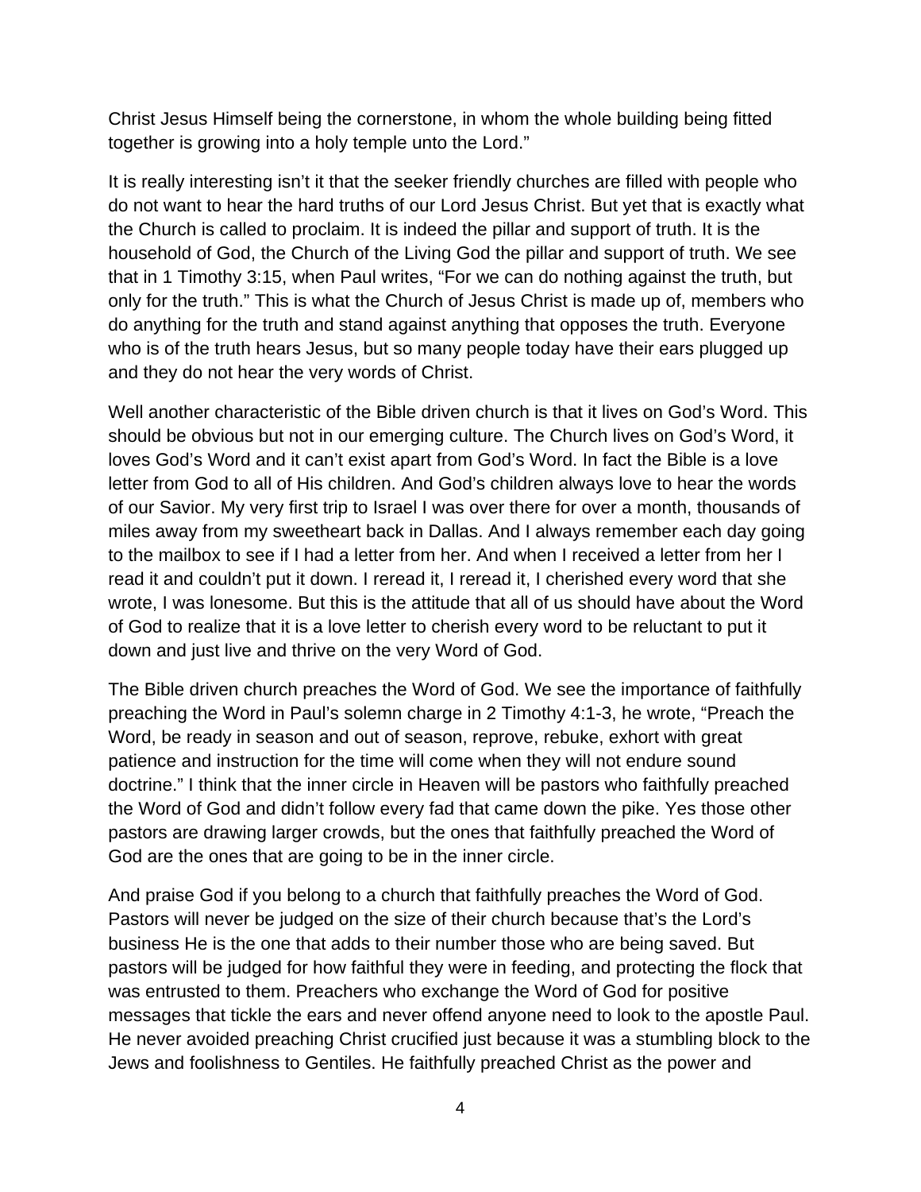Christ Jesus Himself being the cornerstone, in whom the whole building being fitted together is growing into a holy temple unto the Lord."

It is really interesting isn't it that the seeker friendly churches are filled with people who do not want to hear the hard truths of our Lord Jesus Christ. But yet that is exactly what the Church is called to proclaim. It is indeed the pillar and support of truth. It is the household of God, the Church of the Living God the pillar and support of truth. We see that in 1 Timothy 3:15, when Paul writes, "For we can do nothing against the truth, but only for the truth." This is what the Church of Jesus Christ is made up of, members who do anything for the truth and stand against anything that opposes the truth. Everyone who is of the truth hears Jesus, but so many people today have their ears plugged up and they do not hear the very words of Christ.

Well another characteristic of the Bible driven church is that it lives on God's Word. This should be obvious but not in our emerging culture. The Church lives on God's Word, it loves God's Word and it can't exist apart from God's Word. In fact the Bible is a love letter from God to all of His children. And God's children always love to hear the words of our Savior. My very first trip to Israel I was over there for over a month, thousands of miles away from my sweetheart back in Dallas. And I always remember each day going to the mailbox to see if I had a letter from her. And when I received a letter from her I read it and couldn't put it down. I reread it, I reread it, I cherished every word that she wrote, I was lonesome. But this is the attitude that all of us should have about the Word of God to realize that it is a love letter to cherish every word to be reluctant to put it down and just live and thrive on the very Word of God.

The Bible driven church preaches the Word of God. We see the importance of faithfully preaching the Word in Paul's solemn charge in 2 Timothy 4:1-3, he wrote, "Preach the Word, be ready in season and out of season, reprove, rebuke, exhort with great patience and instruction for the time will come when they will not endure sound doctrine." I think that the inner circle in Heaven will be pastors who faithfully preached the Word of God and didn't follow every fad that came down the pike. Yes those other pastors are drawing larger crowds, but the ones that faithfully preached the Word of God are the ones that are going to be in the inner circle.

And praise God if you belong to a church that faithfully preaches the Word of God. Pastors will never be judged on the size of their church because that's the Lord's business He is the one that adds to their number those who are being saved. But pastors will be judged for how faithful they were in feeding, and protecting the flock that was entrusted to them. Preachers who exchange the Word of God for positive messages that tickle the ears and never offend anyone need to look to the apostle Paul. He never avoided preaching Christ crucified just because it was a stumbling block to the Jews and foolishness to Gentiles. He faithfully preached Christ as the power and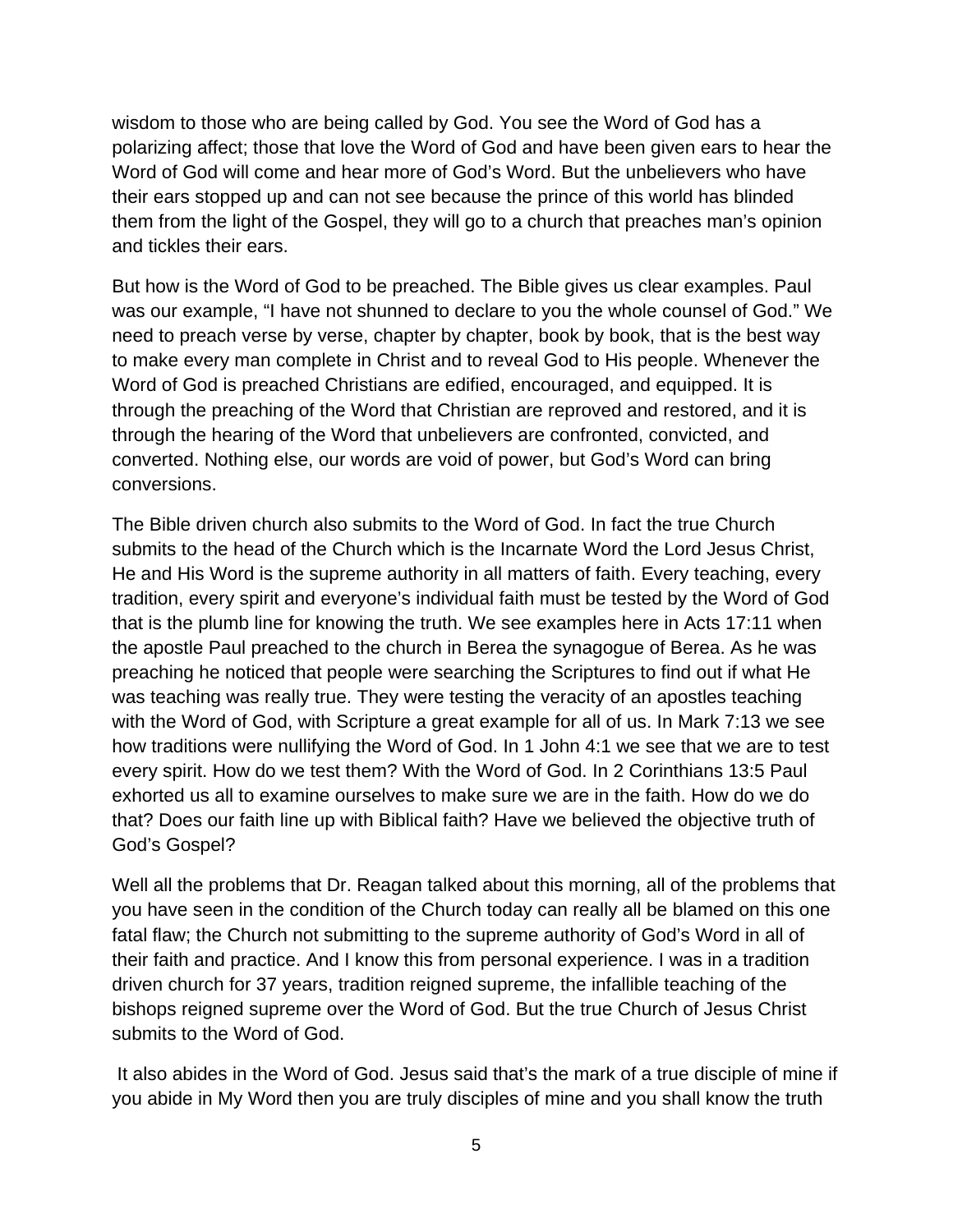wisdom to those who are being called by God. You see the Word of God has a polarizing affect; those that love the Word of God and have been given ears to hear the Word of God will come and hear more of God's Word. But the unbelievers who have their ears stopped up and can not see because the prince of this world has blinded them from the light of the Gospel, they will go to a church that preaches man's opinion and tickles their ears.

But how is the Word of God to be preached. The Bible gives us clear examples. Paul was our example, "I have not shunned to declare to you the whole counsel of God." We need to preach verse by verse, chapter by chapter, book by book, that is the best way to make every man complete in Christ and to reveal God to His people. Whenever the Word of God is preached Christians are edified, encouraged, and equipped. It is through the preaching of the Word that Christian are reproved and restored, and it is through the hearing of the Word that unbelievers are confronted, convicted, and converted. Nothing else, our words are void of power, but God's Word can bring conversions.

The Bible driven church also submits to the Word of God. In fact the true Church submits to the head of the Church which is the Incarnate Word the Lord Jesus Christ, He and His Word is the supreme authority in all matters of faith. Every teaching, every tradition, every spirit and everyone's individual faith must be tested by the Word of God that is the plumb line for knowing the truth. We see examples here in Acts 17:11 when the apostle Paul preached to the church in Berea the synagogue of Berea. As he was preaching he noticed that people were searching the Scriptures to find out if what He was teaching was really true. They were testing the veracity of an apostles teaching with the Word of God, with Scripture a great example for all of us. In Mark 7:13 we see how traditions were nullifying the Word of God. In 1 John 4:1 we see that we are to test every spirit. How do we test them? With the Word of God. In 2 Corinthians 13:5 Paul exhorted us all to examine ourselves to make sure we are in the faith. How do we do that? Does our faith line up with Biblical faith? Have we believed the objective truth of God's Gospel?

Well all the problems that Dr. Reagan talked about this morning, all of the problems that you have seen in the condition of the Church today can really all be blamed on this one fatal flaw; the Church not submitting to the supreme authority of God's Word in all of their faith and practice. And I know this from personal experience. I was in a tradition driven church for 37 years, tradition reigned supreme, the infallible teaching of the bishops reigned supreme over the Word of God. But the true Church of Jesus Christ submits to the Word of God.

It also abides in the Word of God. Jesus said that's the mark of a true disciple of mine if you abide in My Word then you are truly disciples of mine and you shall know the truth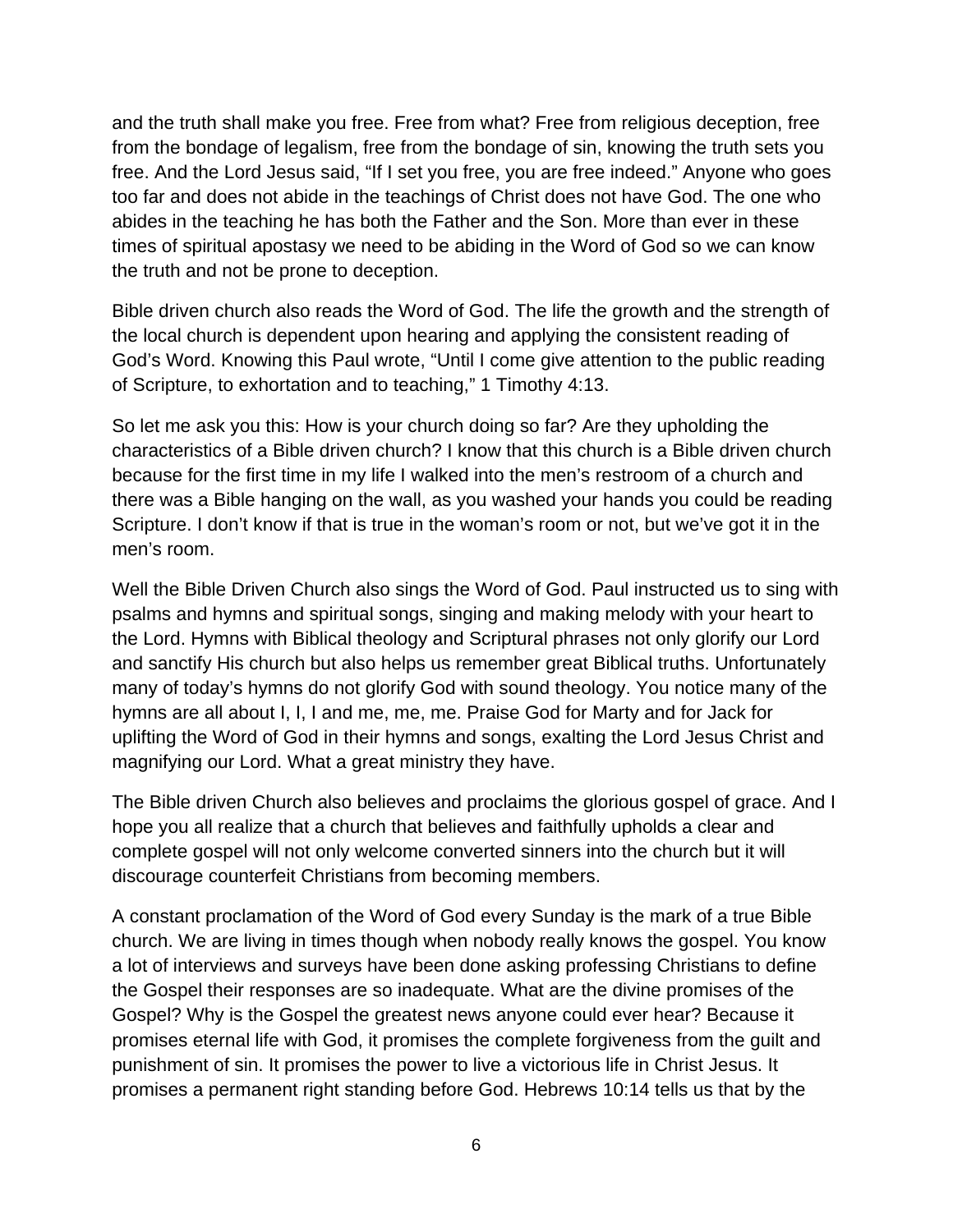and the truth shall make you free. Free from what? Free from religious deception, free from the bondage of legalism, free from the bondage of sin, knowing the truth sets you free. And the Lord Jesus said, “If I set you free, you are free indeed.” Anyone who goes too far and does not abide in the teachings of Christ does not have God. The one who abides in the teaching he has both the Father and the Son. More than ever in these times of spiritual apostasy we need to be abiding in the Word of God so we can know the truth and not be prone to deception.

Bible driven church also reads the Word of God. The life the growth and the strength of the local church is dependent upon hearing and applying the consistent reading of God’s Word. Knowing this Paul wrote, “Until I come give attention to the public reading of Scripture, to exhortation and to teaching,” 1 Timothy 4:13.

So let me ask you this: How is your church doing so far? Are they upholding the characteristics of a Bible driven church? I know that this church is a Bible driven church because for the first time in my life I walked into the men’s restroom of a church and there was a Bible hanging on the wall, as you washed your hands you could be reading Scripture. I don’t know if that is true in the woman’s room or not, but we’ve got it in the men’s room.

Well the Bible Driven Church also sings the Word of God. Paul instructed us to sing with psalms and hymns and spiritual songs, singing and making melody with your heart to the Lord. Hymns with Biblical theology and Scriptural phrases not only glorify our Lord and sanctify His church but also helps us remember great Biblical truths. Unfortunately many of today’s hymns do not glorify God with sound theology. You notice many of the hymns are all about I, I, I and me, me, me. Praise God for Marty and for Jack for uplifting the Word of God in their hymns and songs, exalting the Lord Jesus Christ and magnifying our Lord. What a great ministry they have.

The Bible driven Church also believes and proclaims the glorious gospel of grace. And I hope you all realize that a church that believes and faithfully upholds a clear and complete gospel will not only welcome converted sinners into the church but it will discourage counterfeit Christians from becoming members.

A constant proclamation of the Word of God every Sunday is the mark of a true Bible church. We are living in times though when nobody really knows the gospel. You know a lot of interviews and surveys have been done asking professing Christians to define the Gospel their responses are so inadequate. What are the divine promises of the Gospel? Why is the Gospel the greatest news anyone could ever hear? Because it promises eternal life with God, it promises the complete forgiveness from the guilt and punishment of sin. It promises the power to live a victorious life in Christ Jesus. It promises a permanent right standing before God. Hebrews 10:14 tells us that by the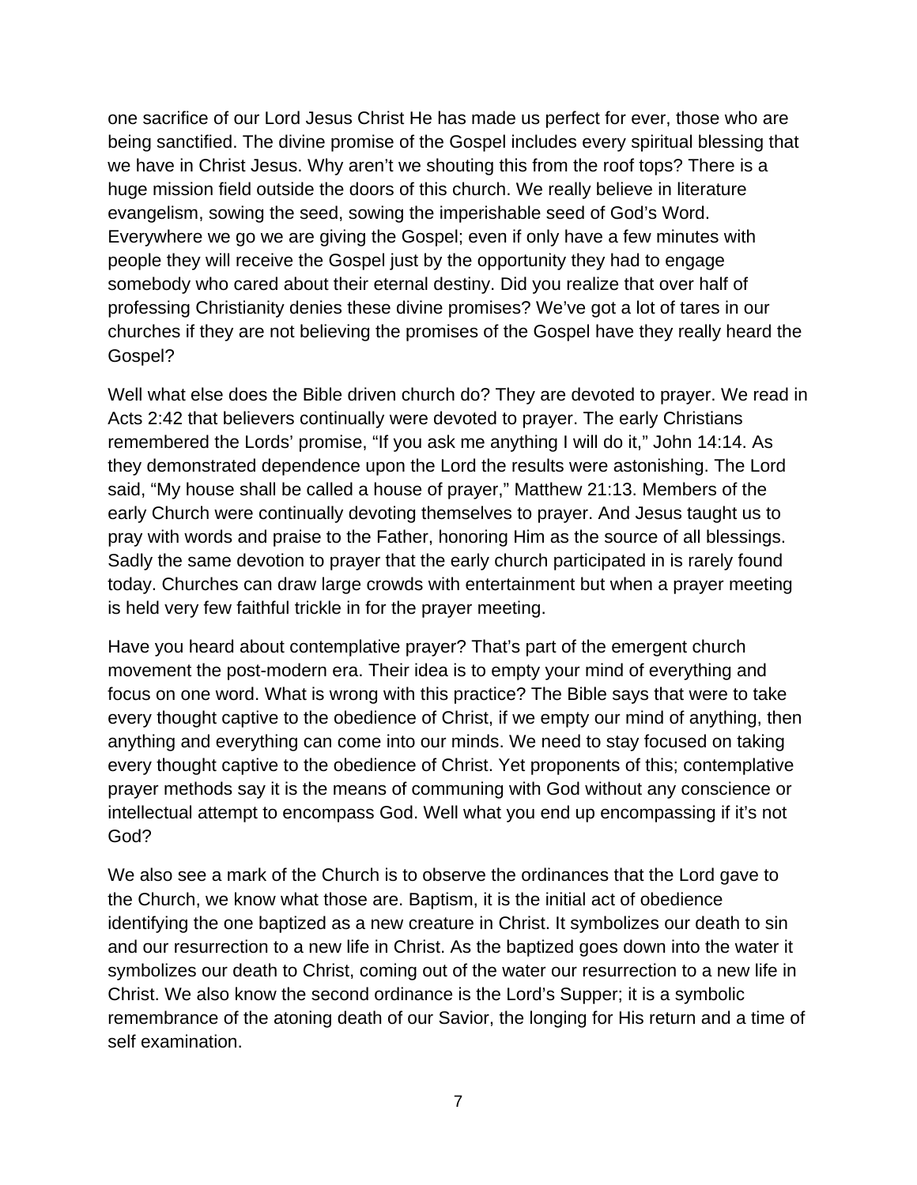one sacrifice of our Lord Jesus Christ He has made us perfect for ever, those who are being sanctified. The divine promise of the Gospel includes every spiritual blessing that we have in Christ Jesus. Why aren't we shouting this from the roof tops? There is a huge mission field outside the doors of this church. We really believe in literature evangelism, sowing the seed, sowing the imperishable seed of God's Word. Everywhere we go we are giving the Gospel; even if only have a few minutes with people they will receive the Gospel just by the opportunity they had to engage somebody who cared about their eternal destiny. Did you realize that over half of professing Christianity denies these divine promises? We've got a lot of tares in our churches if they are not believing the promises of the Gospel have they really heard the Gospel?

Well what else does the Bible driven church do? They are devoted to prayer. We read in Acts 2:42 that believers continually were devoted to prayer. The early Christians remembered the Lords' promise, "If you ask me anything I will do it," John 14:14. As they demonstrated dependence upon the Lord the results were astonishing. The Lord said, "My house shall be called a house of prayer," Matthew 21:13. Members of the early Church were continually devoting themselves to prayer. And Jesus taught us to pray with words and praise to the Father, honoring Him as the source of all blessings. Sadly the same devotion to prayer that the early church participated in is rarely found today. Churches can draw large crowds with entertainment but when a prayer meeting is held very few faithful trickle in for the prayer meeting.

Have you heard about contemplative prayer? That's part of the emergent church movement the post-modern era. Their idea is to empty your mind of everything and focus on one word. What is wrong with this practice? The Bible says that were to take every thought captive to the obedience of Christ, if we empty our mind of anything, then anything and everything can come into our minds. We need to stay focused on taking every thought captive to the obedience of Christ. Yet proponents of this; contemplative prayer methods say it is the means of communing with God without any conscience or intellectual attempt to encompass God. Well what you end up encompassing if it's not God?

We also see a mark of the Church is to observe the ordinances that the Lord gave to the Church, we know what those are. Baptism, it is the initial act of obedience identifying the one baptized as a new creature in Christ. It symbolizes our death to sin and our resurrection to a new life in Christ. As the baptized goes down into the water it symbolizes our death to Christ, coming out of the water our resurrection to a new life in Christ. We also know the second ordinance is the Lord's Supper; it is a symbolic remembrance of the atoning death of our Savior, the longing for His return and a time of self examination.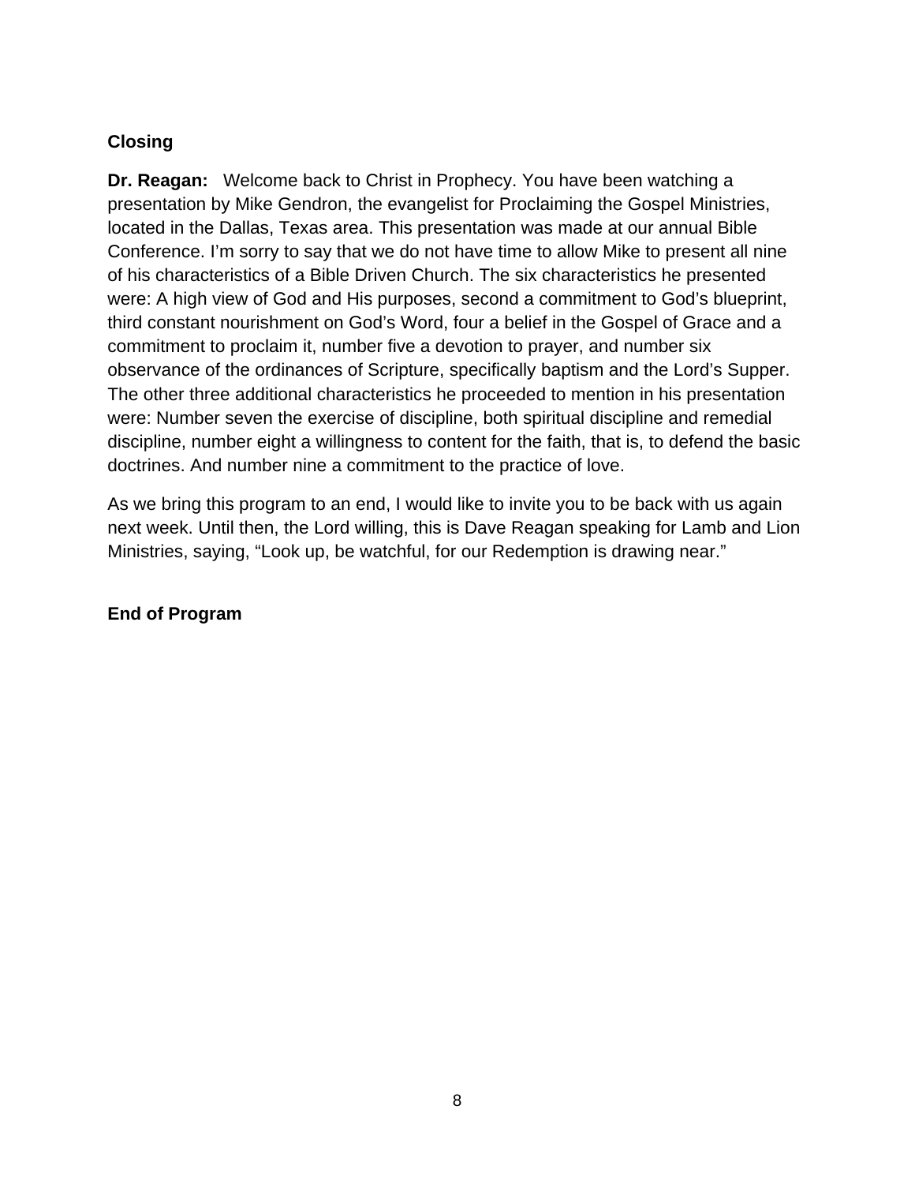**Closing**

**Dr. Reagan:** Welcome back to Christ in Prophecy. You have been watching a presentation by Mike Gendron, the evangelist for Proclaiming the Gospel Ministries, located in the Dallas, Texas area. This presentation was made at our annual Bible Conference. I'm sorry to say that we do not have time to allow Mike to present all nine of his characteristics of a Bible Driven Church. The six characteristics he presented were: A high view of God and His purposes, second a commitment to God's blueprint, third constant nourishment on God's Word, four a belief in the Gospel of Grace and a commitment to proclaim it, number five a devotion to prayer, and number six observance of the ordinances of Scripture, specifically baptism and the Lord's Supper. The other three additional characteristics he proceeded to mention in his presentation were: Number seven the exercise of discipline, both spiritual discipline and remedial discipline, number eight a willingness to content for the faith, that is, to defend the basic doctrines. And number nine a commitment to the practice of love.

As we bring this program to an end, I would like to invite you to be back with us again next week. Until then, the Lord willing, this is Dave Reagan speaking for Lamb and Lion Ministries, saying, "Look up, be watchful, for our Redemption is drawing near."

**End of Program**